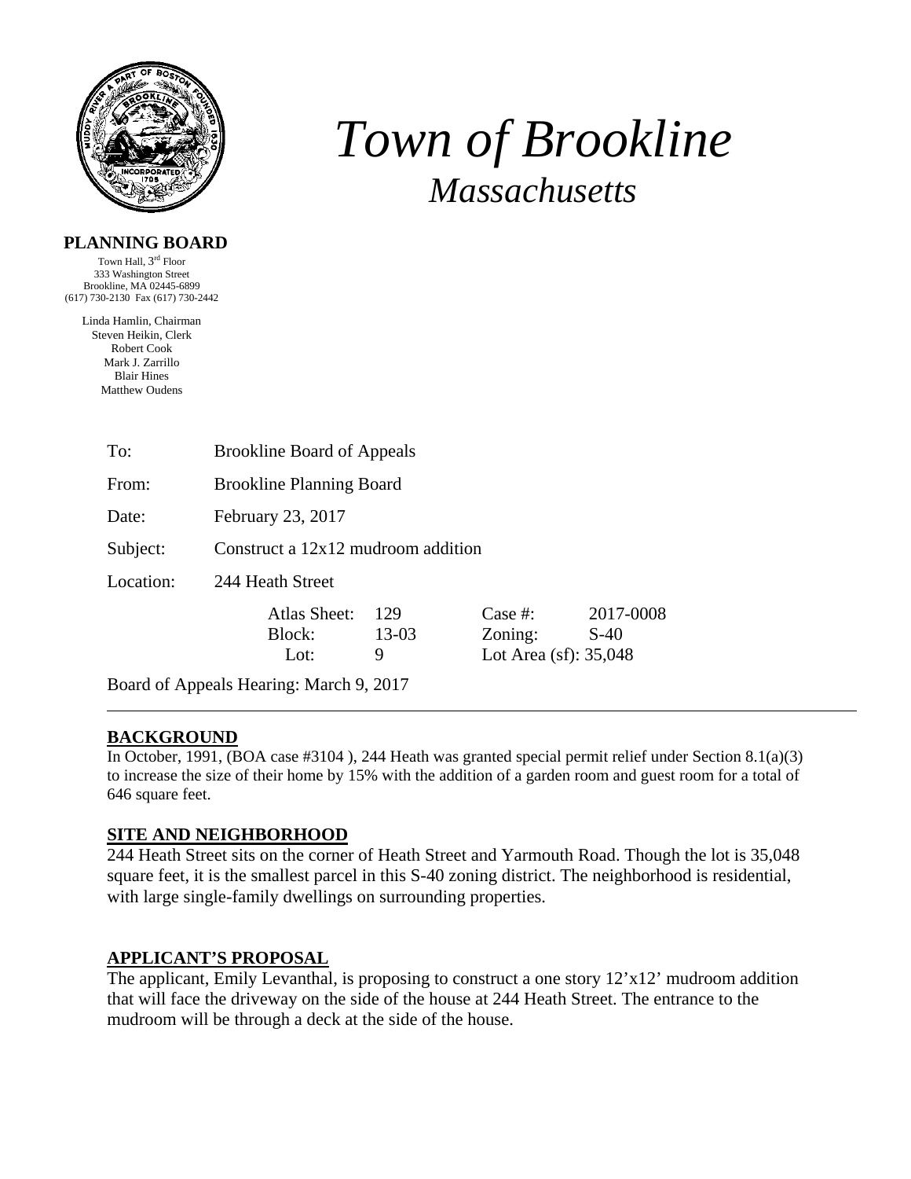# *Town of Brookline*
## *Massachusetts*

**PLANNING BOARD**

Town Hall, 3rd Floor
333 Washington Street
Brookline, MA 02445-6899
(617) 730-2130 Fax (617) 730-2442

Linda Hamlin, Chairman
Steven Heikin, Clerk
Robert Cook
Mark J. Zarrillo
Blair Hines
Matthew Oudens

| | |
|---|---|
| To: | Brookline Board of Appeals |
| From: | Brookline Planning Board |
| Date: | February 23, 2017 |
| Subject: | Construct a 12x12 mudroom addition |
| Location: | 244 Heath Street |

| | | | |
|---|---|---|---|
| Atlas Sheet: | 129 | Case #: | 2017-0008 |
| Block: | 13-03 | Zoning: | S-40 |
| Lot: | 9 | Lot Area (sf): 35,048 | |

Board of Appeals Hearing: March 9, 2017

---

## BACKGROUND

In October, 1991, (BOA case #3104 ), 244 Heath was granted special permit relief under Section 8.1(a)(3) to increase the size of their home by 15% with the addition of a garden room and guest room for a total of 646 square feet.

## SITE AND NEIGHBORHOOD

244 Heath Street sits on the corner of Heath Street and Yarmouth Road. Though the lot is 35,048 square feet, it is the smallest parcel in this S-40 zoning district. The neighborhood is residential, with large single-family dwellings on surrounding properties.

## APPLICANT'S PROPOSAL

The applicant, Emily Levanthal, is proposing to construct a one story 12'x12' mudroom addition that will face the driveway on the side of the house at 244 Heath Street. The entrance to the mudroom will be through a deck at the side of the house.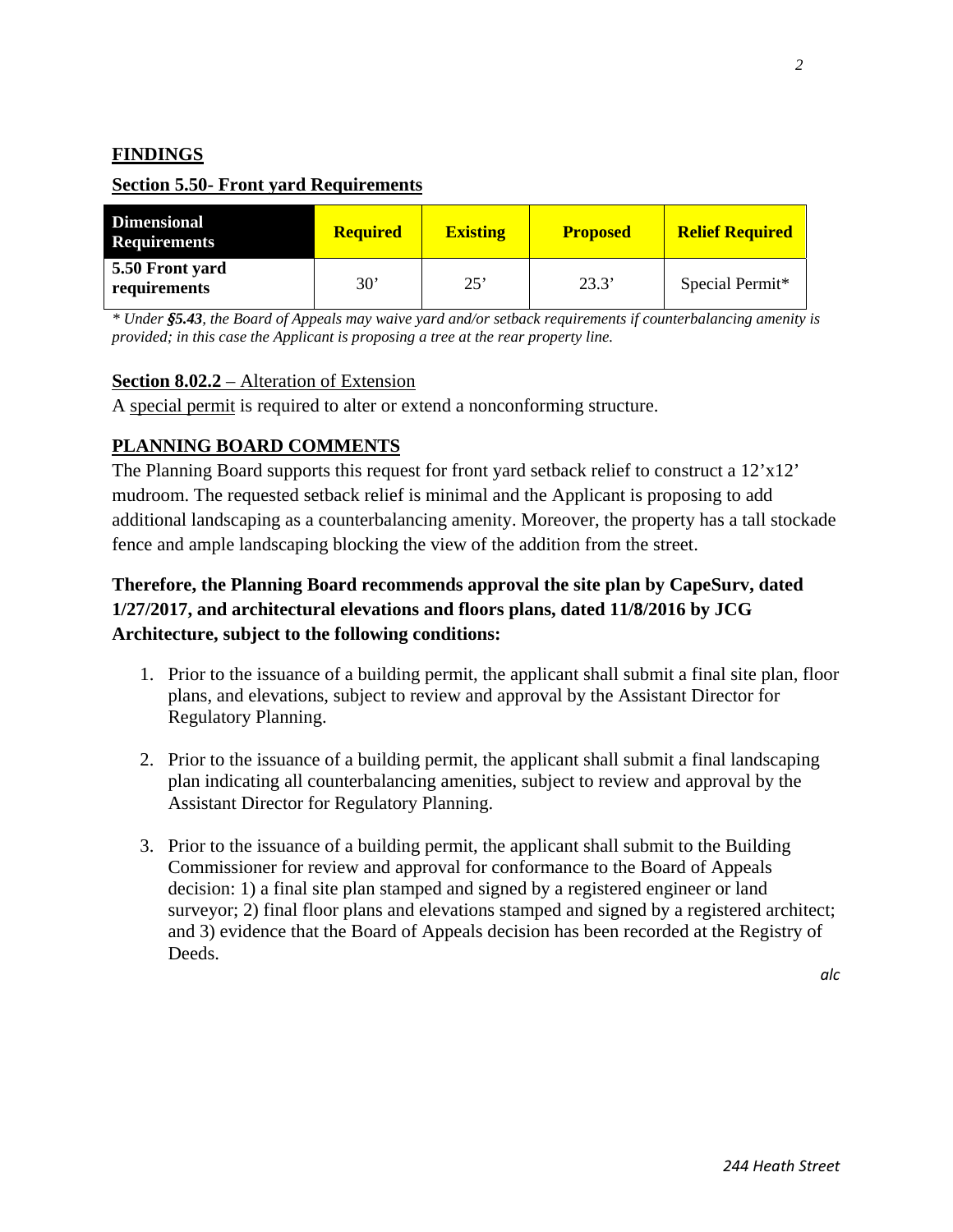## FINDINGS

### Section 5.50- Front yard Requirements

| Dimensional Requirements | Required | Existing | Proposed | Relief Required |
|---|---|---|---|---|
| 5.50 Front yard requirements | 30’ | 25’ | 23.3’ | Special Permit* |

*\* Under **§5.43**, the Board of Appeals may waive yard and/or setback requirements if counterbalancing amenity is provided; in this case the Applicant is proposing a tree at the rear property line.*

**Section 8.02.2** – Alteration of Extension

A special permit is required to alter or extend a nonconforming structure.

## PLANNING BOARD COMMENTS

The Planning Board supports this request for front yard setback relief to construct a 12’x12’ mudroom. The requested setback relief is minimal and the Applicant is proposing to add additional landscaping as a counterbalancing amenity. Moreover, the property has a tall stockade fence and ample landscaping blocking the view of the addition from the street.

**Therefore, the Planning Board recommends approval the site plan by CapeSurv, dated 1/27/2017, and architectural elevations and floors plans, dated 11/8/2016 by JCG Architecture, subject to the following conditions:**

1. Prior to the issuance of a building permit, the applicant shall submit a final site plan, floor plans, and elevations, subject to review and approval by the Assistant Director for Regulatory Planning.

2. Prior to the issuance of a building permit, the applicant shall submit a final landscaping plan indicating all counterbalancing amenities, subject to review and approval by the Assistant Director for Regulatory Planning.

3. Prior to the issuance of a building permit, the applicant shall submit to the Building Commissioner for review and approval for conformance to the Board of Appeals decision: 1) a final site plan stamped and signed by a registered engineer or land surveyor; 2) final floor plans and elevations stamped and signed by a registered architect; and 3) evidence that the Board of Appeals decision has been recorded at the Registry of Deeds.

*alc*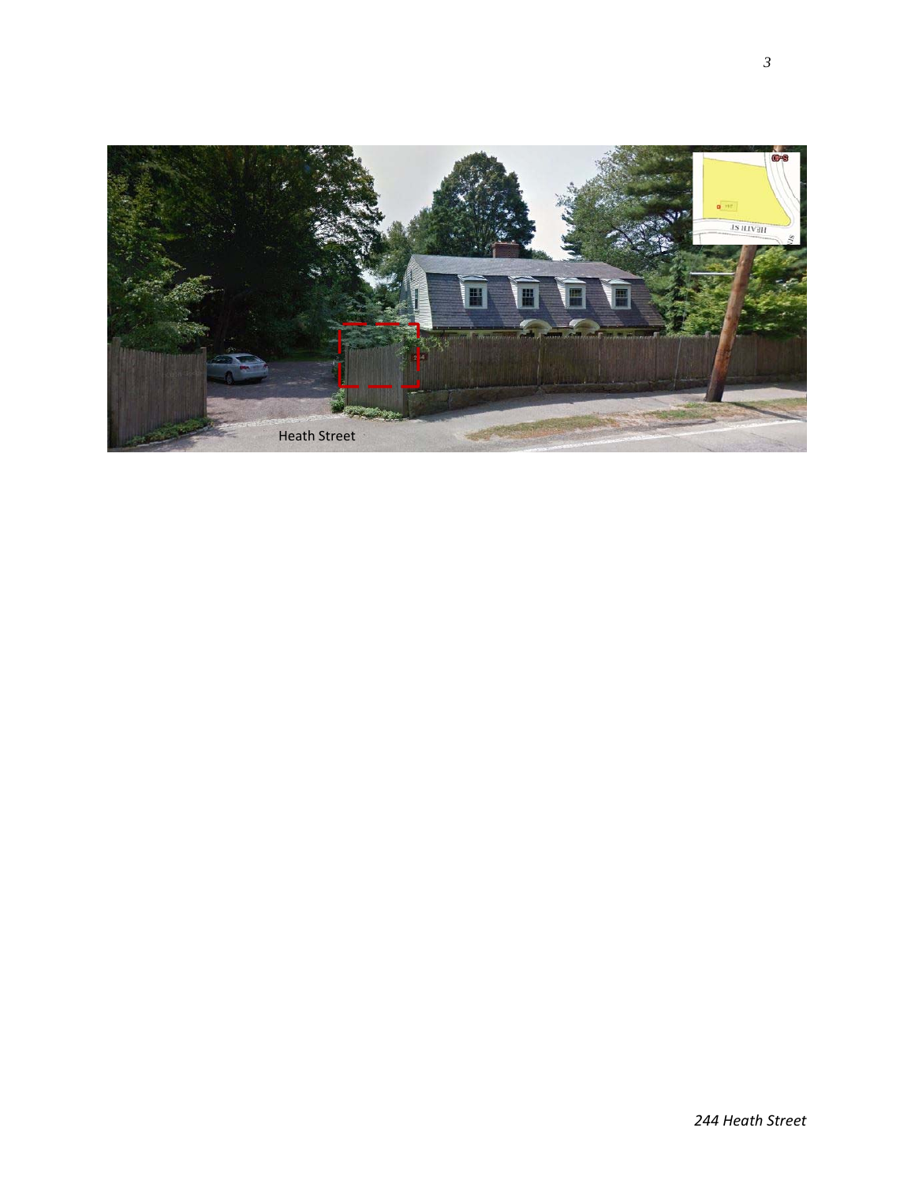Heath Street

*244 Heath Street*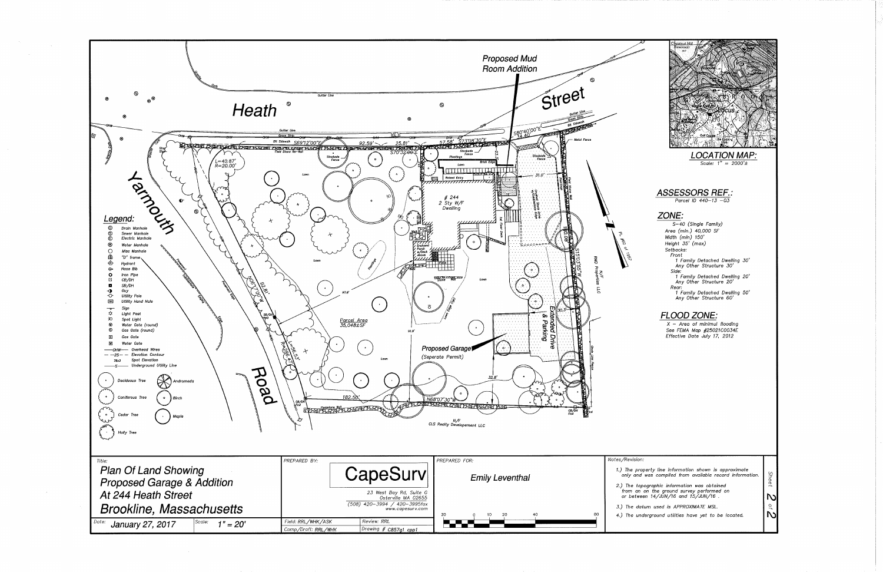Proposed Mud Room Addition

Heath Street

Yarmouth Road

Proposed Garage (Seperate Permit)

Extended Drive & Parking

# 244
2 Sty W/F Dwelling

Parcel Area
35,048±SF

N/F
RND Properties LLC

N/F
CLS Realty Developement LLC

## Legend:

- Drain Manhole
- Sewer Manhole
- Electric Manhole
- Water Manhole
- Misc Manhole
- "D" frame
- Hydrant
- Hose Bib
- Iron Pipe
- CB/DH
- SB/DH
- Guy
- Utility Pole
- Utility Hand Hole
- Sign
- Light Post
- Spot Light
- Water Gate (round)
- Gas Gate (round)
- Gas Gate
- Water Gate
- OHW — Overhead Wires
- 25 — Elevation Contour
- 78x3 Spot Elevation
- S — Underground Utility Line
- Deciduous Tree
- Andromeda
- Coniferous Tree
- Birch
- Cedar Tree
- Maple
- Holly Tree

## LOCATION MAP:

Scale: 1" = 2000'±

## ASSESSORS REF.:

Parcel ID 440-13 -03

## ZONE:

S-40 (Single Family)
Area (min.) 40,000 SF
Width (min) 150'
Height 35' (max)
Setbacks:
Front
1 Family Detached Dwelling 30'
Any Other Structure 30'
Side:
1 Family Detached Dwelling 20'
Any Other Structure 20'
Rear:
1 Family Detached Dwelling 50'
Any Other Structure 60'

## FLOOD ZONE:

X – Area of minimal flooding
See FEMA Map #25021C0034E
Effective Date July 17, 2012

| Title: | PREPARED BY: | PREPARED FOR: | Notes/Revision: |
|---|---|---|---|
| Plan Of Land Showing Proposed Garage & Addition At 244 Heath Street Brookline, Massachusetts | CapeSurv, 23 West Bay Rd, Suite G, Osterville MA 02655, (508) 420-3994 / 420-3995fax, www.capesurv.com | Emily Leventhal | 1.) The property line information shown is approximate only and was compiled from available record information. 2.) The topographic information was obtained from an on the ground survey performed on or between 14/JUN/16 and 15/JUN/16. 3.) The datum used is APPROXIMATE MSL. 4.) The underground utilities have yet to be located. |
| Date: January 27, 2017 — Scale: 1" = 20' | Field: RRL/WHK/ASK — Review: RRL; Comp/Draft: RRL/WHK — Drawing # C857g1_cpp1 | | Sheet 2 of 2 |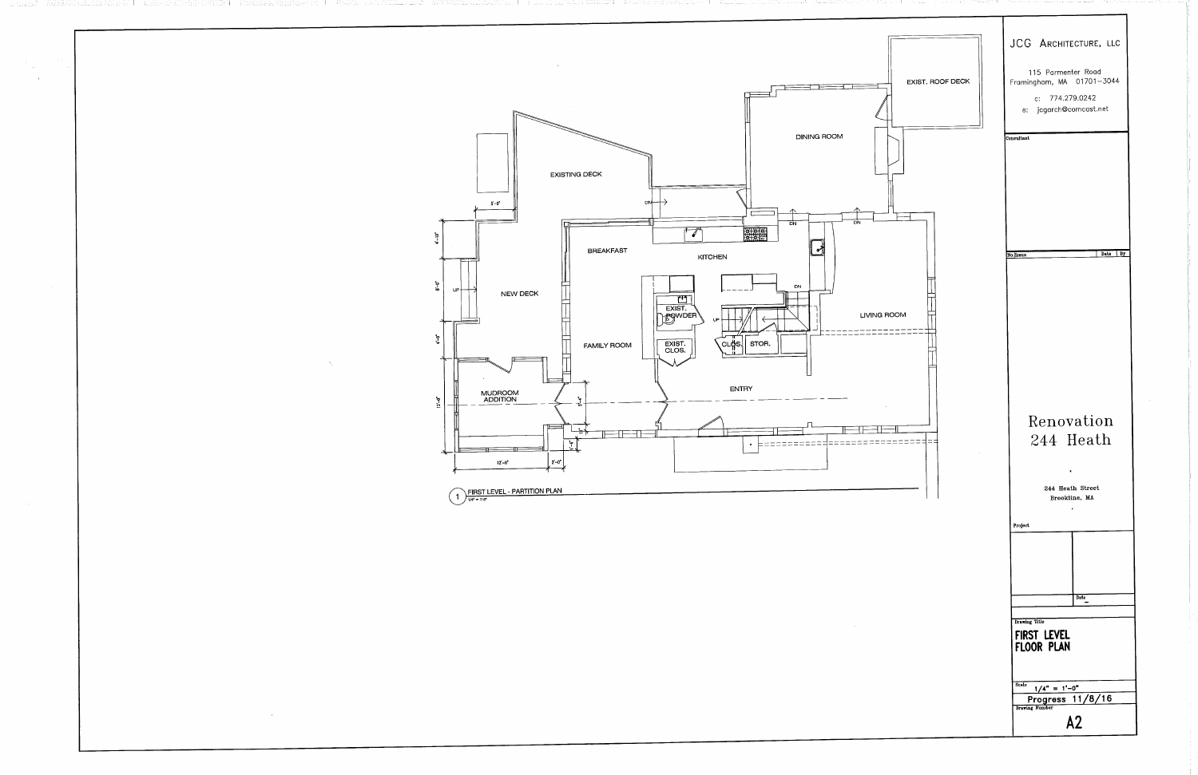EXIST. ROOF DECK

DINING ROOM

EXISTING DECK

DN

BREAKFAST

KITCHEN

DN

DN

DN

UP

NEW DECK

EXIST. POWDER

UP

LIVING ROOM

FAMILY ROOM

EXIST. CLOS.

CLOS.

STOR.

ENTRY

MUDROOM ADDITION

5'-9"

4'-10"

8'-0"

4'-3"

12'-0"

12'-0"

2'-0"

1 FIRST LEVEL - PARTITION PLAN
1/4" = 1'-0"

JCG ARCHITECTURE, LLC

115 Parmenter Road
Framingham, MA 01701-3044

c: 774.279.0242
e: jcgarch@comcast.net

Consultant

| No. Issue | Date | By |
| --- | --- | --- |

# Renovation 244 Heath

244 Heath Street
Brookline, MA

Project

Date

Drawing Title

## FIRST LEVEL FLOOR PLAN

Scale 1/4" = 1'-0"

**Progress 11/8/16**

Drawing Number

**A2**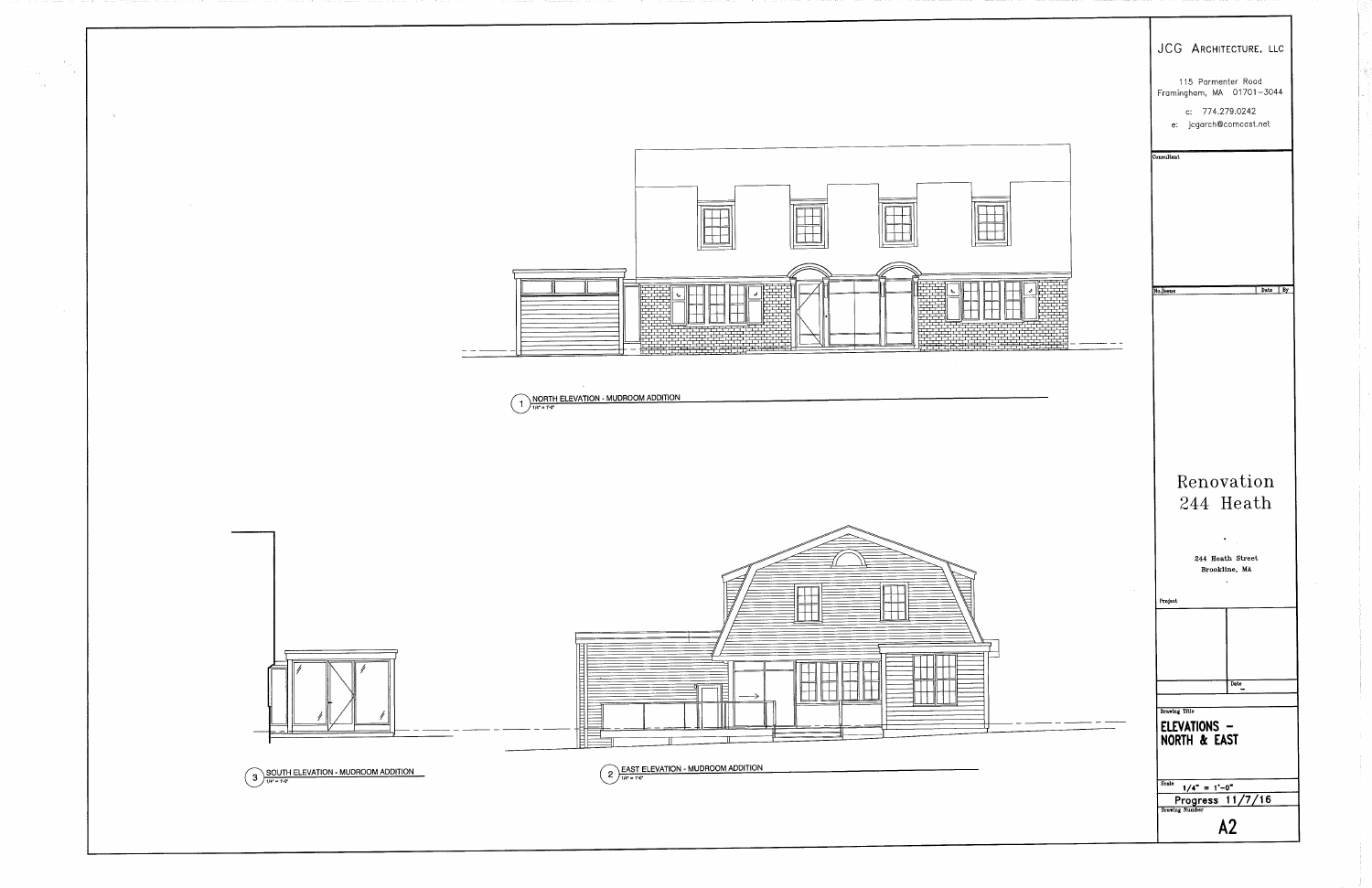1 NORTH ELEVATION - MUDROOM ADDITION
1/4" = 1'-0"

2 EAST ELEVATION - MUDROOM ADDITION
1/4" = 1'-0"

3 SOUTH ELEVATION - MUDROOM ADDITION
1/4" = 1'-0"

JCG ARCHITECTURE, LLC

115 Parmenter Road
Framingham, MA 01701-3044

c: 774.279.0242

e: jcgarch@comcast.net

Consultant

| No. | Issue | Date | By |
| --- | --- | --- | --- |

Renovation
244 Heath

244 Heath Street
Brookline, MA

Project

Date

Drawing Title

**ELEVATIONS – NORTH & EAST**

Scale 1/4" = 1'-0"

Progress 11/7/16

Drawing Number

A2